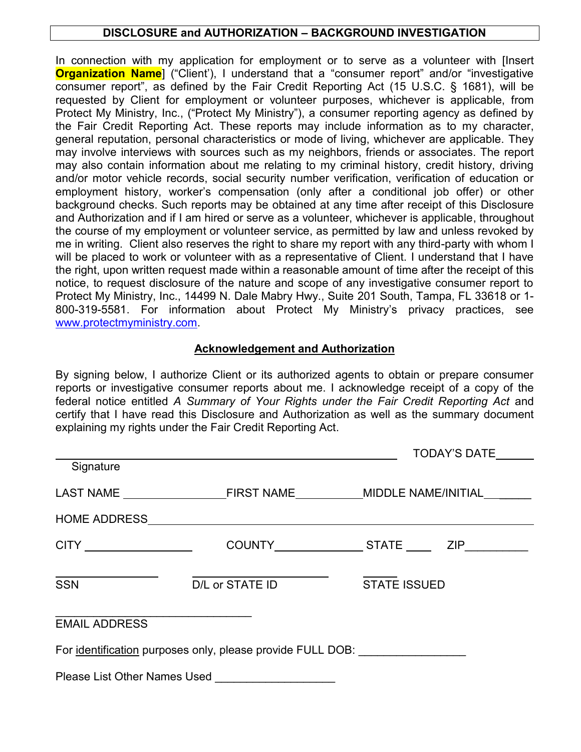# DISCLOSURE and AUTHORIZATION – BACKGROUND INVESTIGATION

In connection with my application for employment or to serve as a volunteer with [Insert **Organization Name**] ("Client'), I understand that a "consumer report" and/or "investigative consumer report", as defined by the Fair Credit Reporting Act (15 U.S.C. § 1681), will be requested by Client for employment or volunteer purposes, whichever is applicable, from Protect My Ministry, Inc., ("Protect My Ministry"), a consumer reporting agency as defined by the Fair Credit Reporting Act. These reports may include information as to my character, general reputation, personal characteristics or mode of living, whichever are applicable. They may involve interviews with sources such as my neighbors, friends or associates. The report may also contain information about me relating to my criminal history, credit history, driving and/or motor vehicle records, social security number verification, verification of education or employment history, worker's compensation (only after a conditional job offer) or other background checks. Such reports may be obtained at any time after receipt of this Disclosure and Authorization and if I am hired or serve as a volunteer, whichever is applicable, throughout the course of my employment or volunteer service, as permitted by law and unless revoked by me in writing. Client also reserves the right to share my report with any third-party with whom I will be placed to work or volunteer with as a representative of Client. I understand that I have the right, upon written request made within a reasonable amount of time after the receipt of this notice, to request disclosure of the nature and scope of any investigative consumer report to Protect My Ministry, Inc., 14499 N. Dale Mabry Hwy., Suite 201 South, Tampa, FL 33618 or 1-800-319-5581. For information about Protect My Ministry's privacy practices, see www.protectmyministry.com.

## Acknowledgement and Authorization

By signing below, I authorize Client or its authorized agents to obtain or prepare consumer reports or investigative consumer reports about me. I acknowledge receipt of a copy of the federal notice entitled *A Summary of Your Rights under the Fair Credit Reporting Act* and certify that I have read this Disclosure and Authorization as well as the summary document explaining my rights under the Fair Credit Reporting Act.

_______________________________________________ TODAY'S DATE______

Signature

LAST NAME ________________ FIRST NAME___________ MIDDLE NAME/INITIAL________

HOME ADDRESS___________________________________________________________

CITY _________________ COUNTY______________ STATE ____ ZIP__________

________________ ____________________ ______

SSN D/L or STATE ID STATE ISSUED

______________________________

EMAIL ADDRESS

For identification purposes only, please provide FULL DOB: _________________

Please List Other Names Used ___________________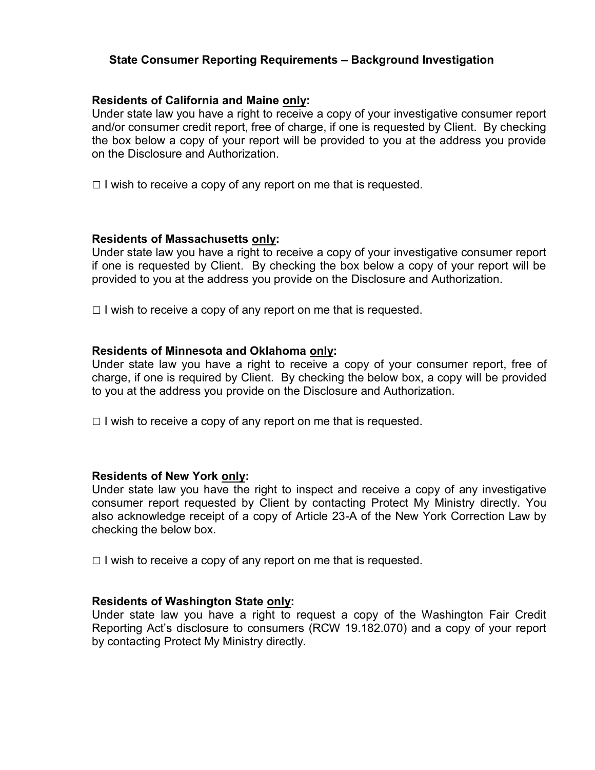# State Consumer Reporting Requirements – Background Investigation

**Residents of California and Maine <u>only</u>:**
Under state law you have a right to receive a copy of your investigative consumer report and/or consumer credit report, free of charge, if one is requested by Client. By checking the box below a copy of your report will be provided to you at the address you provide on the Disclosure and Authorization.

☐ I wish to receive a copy of any report on me that is requested.

**Residents of Massachusetts <u>only</u>:**
Under state law you have a right to receive a copy of your investigative consumer report if one is requested by Client. By checking the box below a copy of your report will be provided to you at the address you provide on the Disclosure and Authorization.

☐ I wish to receive a copy of any report on me that is requested.

**Residents of Minnesota and Oklahoma <u>only</u>:**
Under state law you have a right to receive a copy of your consumer report, free of charge, if one is required by Client. By checking the below box, a copy will be provided to you at the address you provide on the Disclosure and Authorization.

☐ I wish to receive a copy of any report on me that is requested.

**Residents of New York <u>only</u>:**
Under state law you have the right to inspect and receive a copy of any investigative consumer report requested by Client by contacting Protect My Ministry directly. You also acknowledge receipt of a copy of Article 23-A of the New York Correction Law by checking the below box.

☐ I wish to receive a copy of any report on me that is requested.

**Residents of Washington State <u>only</u>:**
Under state law you have a right to request a copy of the Washington Fair Credit Reporting Act's disclosure to consumers (RCW 19.182.070) and a copy of your report by contacting Protect My Ministry directly.